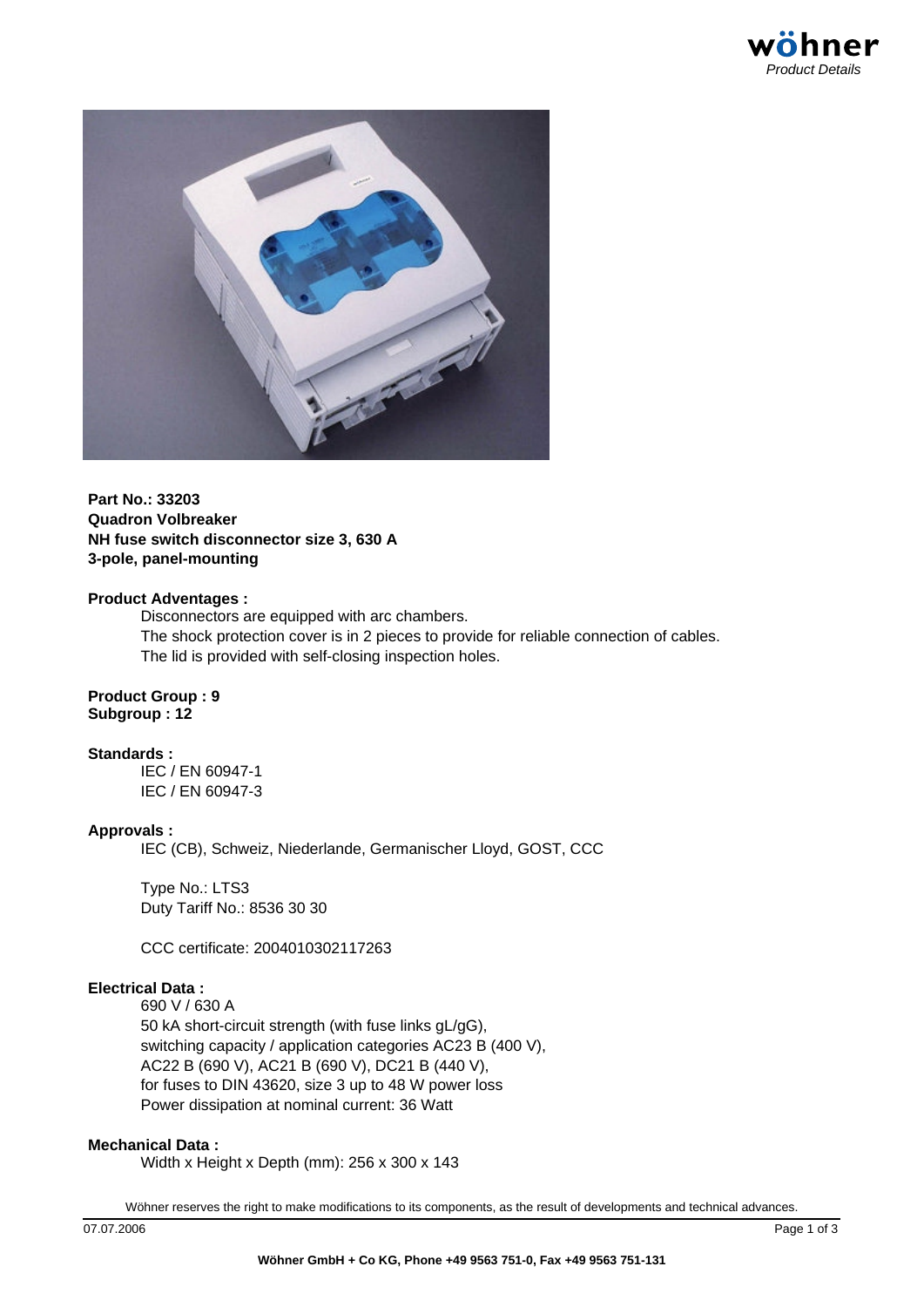**Part No.: 33203**
**Quadron Volbreaker**
**NH fuse switch disconnector size 3, 630 A**
**3-pole, panel-mounting**

**Product Advantages :**

Disconnectors are equipped with arc chambers.
The shock protection cover is in 2 pieces to provide for reliable connection of cables.
The lid is provided with self-closing inspection holes.

**Product Group : 9**
**Subgroup : 12**

**Standards :**

IEC / EN 60947-1
IEC / EN 60947-3

**Approvals :**

IEC (CB), Schweiz, Niederlande, Germanischer Lloyd, GOST, CCC

Type No.: LTS3
Duty Tariff No.: 8536 30 30

CCC certificate: 2004010302117263

**Electrical Data :**

690 V / 630 A
50 kA short-circuit strength (with fuse links gL/gG),
switching capacity / application categories AC23 B (400 V),
AC22 B (690 V), AC21 B (690 V), DC21 B (440 V),
for fuses to DIN 43620, size 3 up to 48 W power loss
Power dissipation at nominal current: 36 Watt

**Mechanical Data :**

Width x Height x Depth (mm): 256 x 300 x 143

Wöhner reserves the right to make modifications to its components, as the result of developments and technical advances.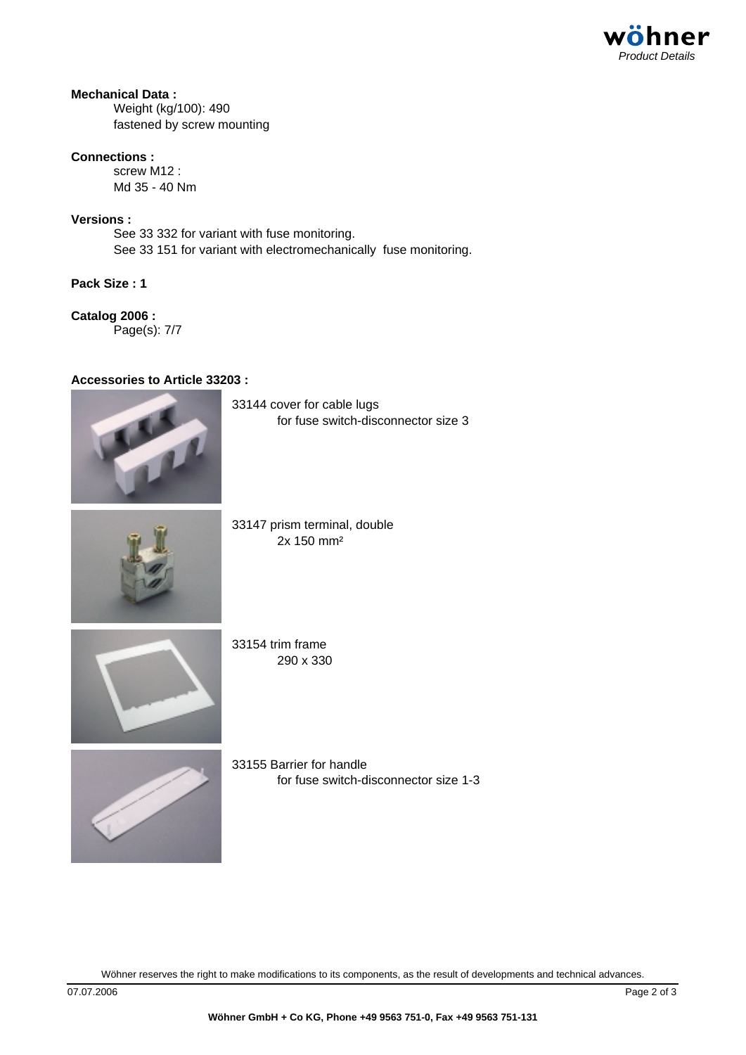**Mechanical Data :**

Weight (kg/100): 490
fastened by screw mounting

**Connections :**

screw M12 :
Md 35 - 40 Nm

**Versions :**

See 33 332 for variant with fuse monitoring.
See 33 151 for variant with electromechanically fuse monitoring.

**Pack Size : 1**

**Catalog 2006 :**

Page(s): 7/7

**Accessories to Article 33203 :**

33144 cover for cable lugs
for fuse switch-disconnector size 3

33147 prism terminal, double
2x 150 mm²

33154 trim frame
290 x 330

33155 Barrier for handle
for fuse switch-disconnector size 1-3

Wöhner reserves the right to make modifications to its components, as the result of developments and technical advances.

07.07.2006

**Wöhner GmbH + Co KG, Phone +49 9563 751-0, Fax +49 9563 751-131**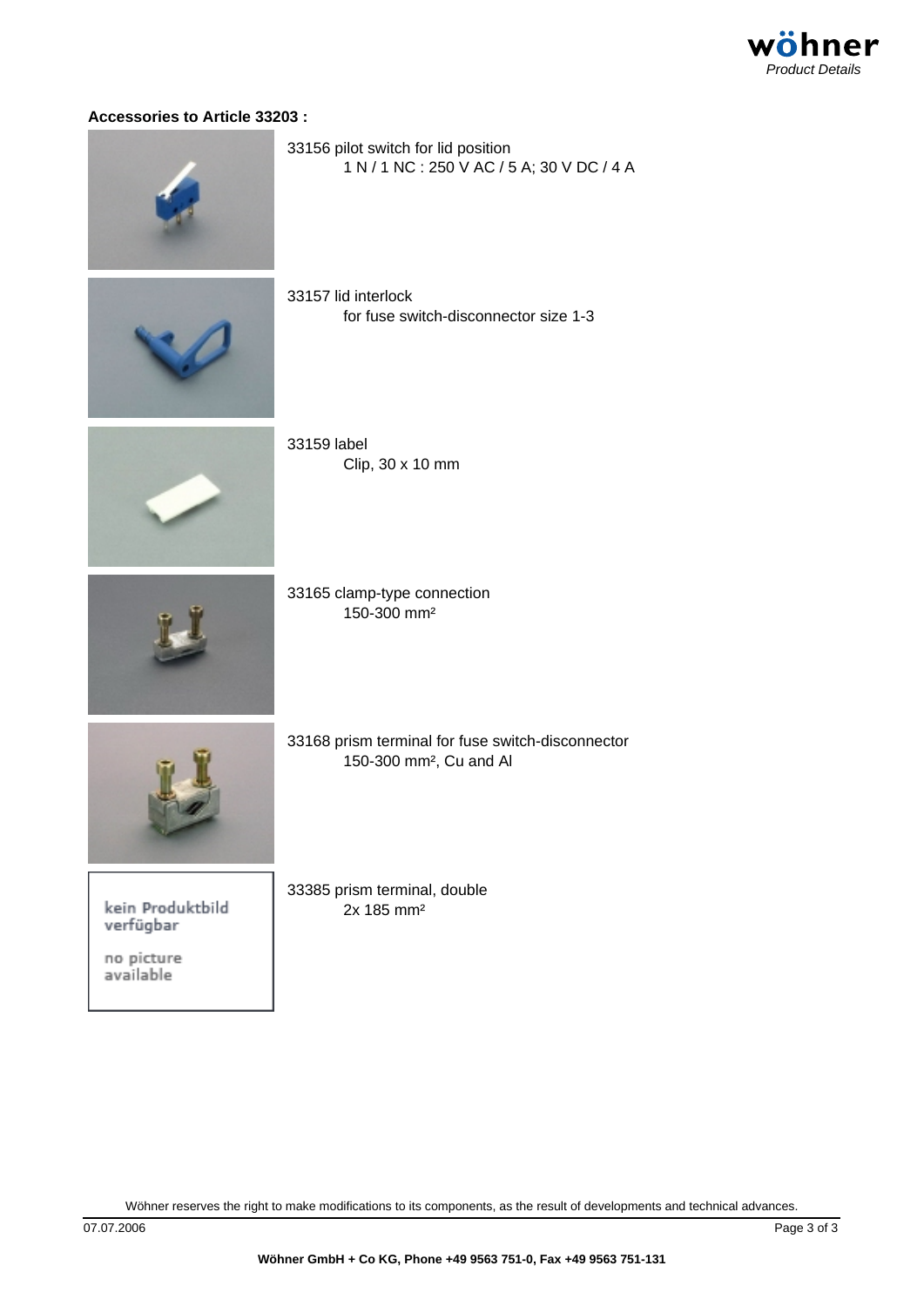**Accessories to Article 33203 :**

33156 pilot switch for lid position
1 N / 1 NC : 250 V AC / 5 A; 30 V DC / 4 A

33157 lid interlock
for fuse switch-disconnector size 1-3

33159 label
Clip, 30 x 10 mm

33165 clamp-type connection
150-300 mm²

33168 prism terminal for fuse switch-disconnector
150-300 mm², Cu and Al

kein Produktbild verfügbar

no picture available

33385 prism terminal, double
2x 185 mm²

Wöhner reserves the right to make modifications to its components, as the result of developments and technical advances.

07.07.2006

Wöhner GmbH + Co KG, Phone +49 9563 751-0, Fax +49 9563 751-131